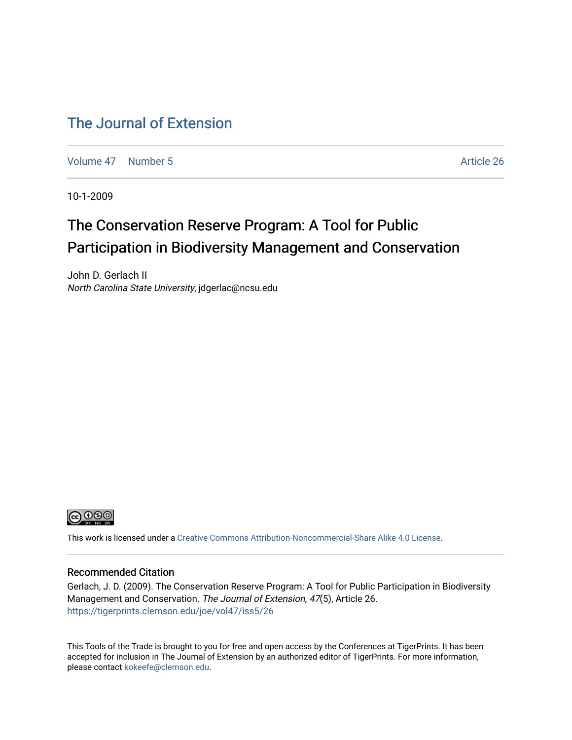# The Journal of Extension

Volume 47 | Number 5 Article 26

10-1-2009

# The Conservation Reserve Program: A Tool for Public Participation in Biodiversity Management and Conservation

John D. Gerlach II
*North Carolina State University*, jdgerlac@ncsu.edu

This work is licensed under a Creative Commons Attribution-Noncommercial-Share Alike 4.0 License.

## Recommended Citation

Gerlach, J. D. (2009). The Conservation Reserve Program: A Tool for Public Participation in Biodiversity Management and Conservation. *The Journal of Extension, 47*(5), Article 26. https://tigerprints.clemson.edu/joe/vol47/iss5/26

This Tools of the Trade is brought to you for free and open access by the Conferences at TigerPrints. It has been accepted for inclusion in The Journal of Extension by an authorized editor of TigerPrints. For more information, please contact kokeefe@clemson.edu.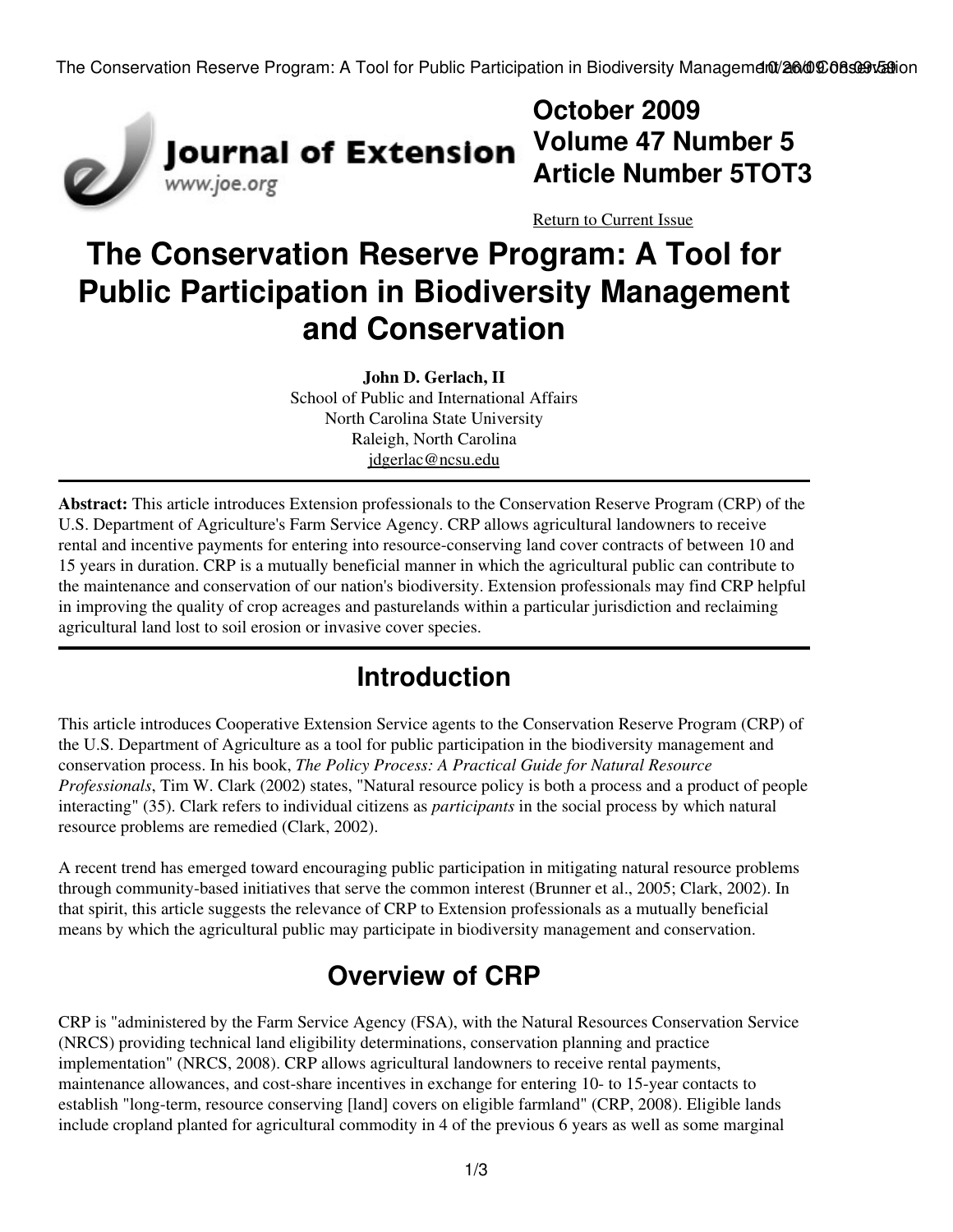# October 2009
# Volume 47 Number 5
# Article Number 5TOT3

Return to Current Issue

# The Conservation Reserve Program: A Tool for Public Participation in Biodiversity Management and Conservation

**John D. Gerlach, II**
School of Public and International Affairs
North Carolina State University
Raleigh, North Carolina
jdgerlac@ncsu.edu

**Abstract:** This article introduces Extension professionals to the Conservation Reserve Program (CRP) of the U.S. Department of Agriculture's Farm Service Agency. CRP allows agricultural landowners to receive rental and incentive payments for entering into resource-conserving land cover contracts of between 10 and 15 years in duration. CRP is a mutually beneficial manner in which the agricultural public can contribute to the maintenance and conservation of our nation's biodiversity. Extension professionals may find CRP helpful in improving the quality of crop acreages and pasturelands within a particular jurisdiction and reclaiming agricultural land lost to soil erosion or invasive cover species.

## Introduction

This article introduces Cooperative Extension Service agents to the Conservation Reserve Program (CRP) of the U.S. Department of Agriculture as a tool for public participation in the biodiversity management and conservation process. In his book, *The Policy Process: A Practical Guide for Natural Resource Professionals*, Tim W. Clark (2002) states, "Natural resource policy is both a process and a product of people interacting" (35). Clark refers to individual citizens as *participants* in the social process by which natural resource problems are remedied (Clark, 2002).

A recent trend has emerged toward encouraging public participation in mitigating natural resource problems through community-based initiatives that serve the common interest (Brunner et al., 2005; Clark, 2002). In that spirit, this article suggests the relevance of CRP to Extension professionals as a mutually beneficial means by which the agricultural public may participate in biodiversity management and conservation.

## Overview of CRP

CRP is "administered by the Farm Service Agency (FSA), with the Natural Resources Conservation Service (NRCS) providing technical land eligibility determinations, conservation planning and practice implementation" (NRCS, 2008). CRP allows agricultural landowners to receive rental payments, maintenance allowances, and cost-share incentives in exchange for entering 10- to 15-year contacts to establish "long-term, resource conserving [land] covers on eligible farmland" (CRP, 2008). Eligible lands include cropland planted for agricultural commodity in 4 of the previous 6 years as well as some marginal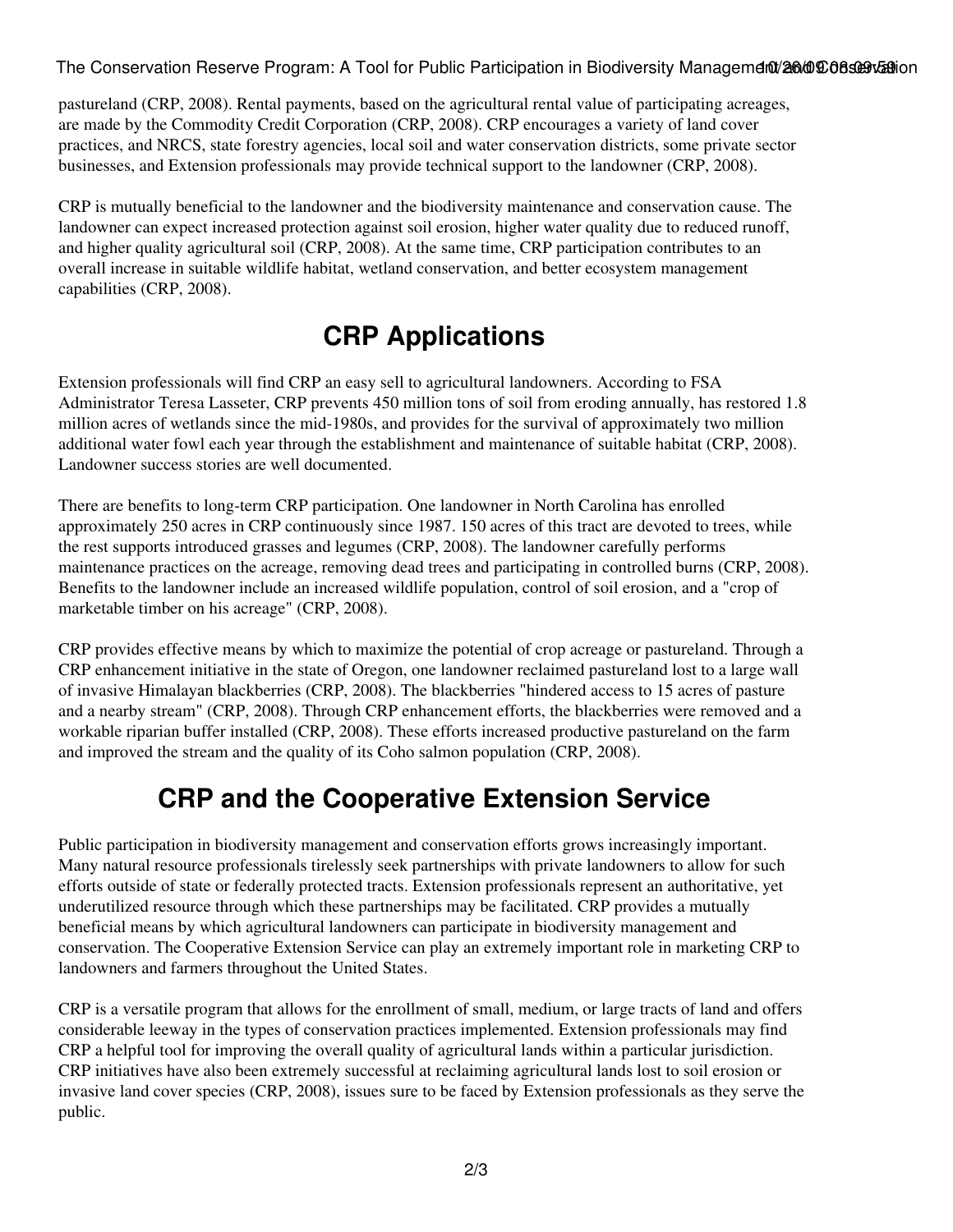pastureland (CRP, 2008). Rental payments, based on the agricultural rental value of participating acreages, are made by the Commodity Credit Corporation (CRP, 2008). CRP encourages a variety of land cover practices, and NRCS, state forestry agencies, local soil and water conservation districts, some private sector businesses, and Extension professionals may provide technical support to the landowner (CRP, 2008).

CRP is mutually beneficial to the landowner and the biodiversity maintenance and conservation cause. The landowner can expect increased protection against soil erosion, higher water quality due to reduced runoff, and higher quality agricultural soil (CRP, 2008). At the same time, CRP participation contributes to an overall increase in suitable wildlife habitat, wetland conservation, and better ecosystem management capabilities (CRP, 2008).

## CRP Applications

Extension professionals will find CRP an easy sell to agricultural landowners. According to FSA Administrator Teresa Lasseter, CRP prevents 450 million tons of soil from eroding annually, has restored 1.8 million acres of wetlands since the mid-1980s, and provides for the survival of approximately two million additional water fowl each year through the establishment and maintenance of suitable habitat (CRP, 2008). Landowner success stories are well documented.

There are benefits to long-term CRP participation. One landowner in North Carolina has enrolled approximately 250 acres in CRP continuously since 1987. 150 acres of this tract are devoted to trees, while the rest supports introduced grasses and legumes (CRP, 2008). The landowner carefully performs maintenance practices on the acreage, removing dead trees and participating in controlled burns (CRP, 2008). Benefits to the landowner include an increased wildlife population, control of soil erosion, and a "crop of marketable timber on his acreage" (CRP, 2008).

CRP provides effective means by which to maximize the potential of crop acreage or pastureland. Through a CRP enhancement initiative in the state of Oregon, one landowner reclaimed pastureland lost to a large wall of invasive Himalayan blackberries (CRP, 2008). The blackberries "hindered access to 15 acres of pasture and a nearby stream" (CRP, 2008). Through CRP enhancement efforts, the blackberries were removed and a workable riparian buffer installed (CRP, 2008). These efforts increased productive pastureland on the farm and improved the stream and the quality of its Coho salmon population (CRP, 2008).

## CRP and the Cooperative Extension Service

Public participation in biodiversity management and conservation efforts grows increasingly important. Many natural resource professionals tirelessly seek partnerships with private landowners to allow for such efforts outside of state or federally protected tracts. Extension professionals represent an authoritative, yet underutilized resource through which these partnerships may be facilitated. CRP provides a mutually beneficial means by which agricultural landowners can participate in biodiversity management and conservation. The Cooperative Extension Service can play an extremely important role in marketing CRP to landowners and farmers throughout the United States.

CRP is a versatile program that allows for the enrollment of small, medium, or large tracts of land and offers considerable leeway in the types of conservation practices implemented. Extension professionals may find CRP a helpful tool for improving the overall quality of agricultural lands within a particular jurisdiction. CRP initiatives have also been extremely successful at reclaiming agricultural lands lost to soil erosion or invasive land cover species (CRP, 2008), issues sure to be faced by Extension professionals as they serve the public.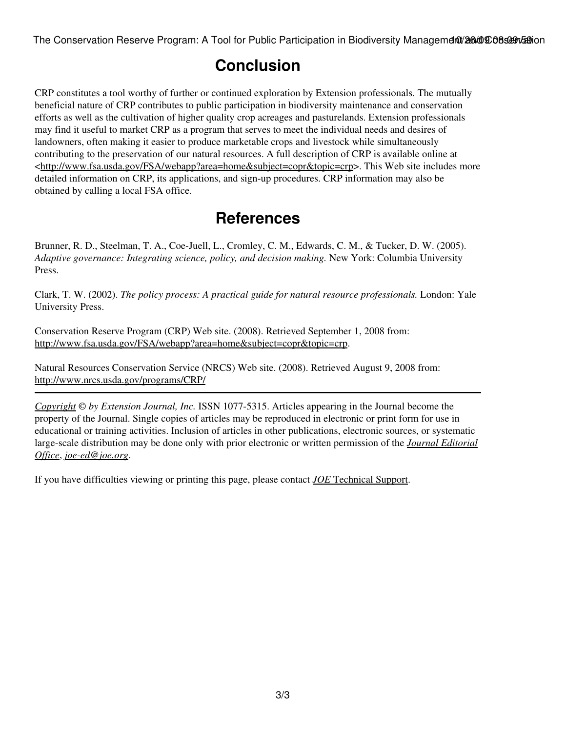## Conclusion

CRP constitutes a tool worthy of further or continued exploration by Extension professionals. The mutually beneficial nature of CRP contributes to public participation in biodiversity maintenance and conservation efforts as well as the cultivation of higher quality crop acreages and pasturelands. Extension professionals may find it useful to market CRP as a program that serves to meet the individual needs and desires of landowners, often making it easier to produce marketable crops and livestock while simultaneously contributing to the preservation of our natural resources. A full description of CRP is available online at <http://www.fsa.usda.gov/FSA/webapp?area=home&subject=copr&topic=crp>. This Web site includes more detailed information on CRP, its applications, and sign-up procedures. CRP information may also be obtained by calling a local FSA office.

## References

Brunner, R. D., Steelman, T. A., Coe-Juell, L., Cromley, C. M., Edwards, C. M., & Tucker, D. W. (2005). *Adaptive governance: Integrating science, policy, and decision making.* New York: Columbia University Press.

Clark, T. W. (2002). *The policy process: A practical guide for natural resource professionals.* London: Yale University Press.

Conservation Reserve Program (CRP) Web site. (2008). Retrieved September 1, 2008 from: http://www.fsa.usda.gov/FSA/webapp?area=home&subject=copr&topic=crp.

Natural Resources Conservation Service (NRCS) Web site. (2008). Retrieved August 9, 2008 from: http://www.nrcs.usda.gov/programs/CRP/

---

*Copyright © by Extension Journal, Inc.* ISSN 1077-5315. Articles appearing in the Journal become the property of the Journal. Single copies of articles may be reproduced in electronic or print form for use in educational or training activities. Inclusion of articles in other publications, electronic sources, or systematic large-scale distribution may be done only with prior electronic or written permission of the *Journal Editorial Office*, *joe-ed@joe.org*.

If you have difficulties viewing or printing this page, please contact *JOE* Technical Support.